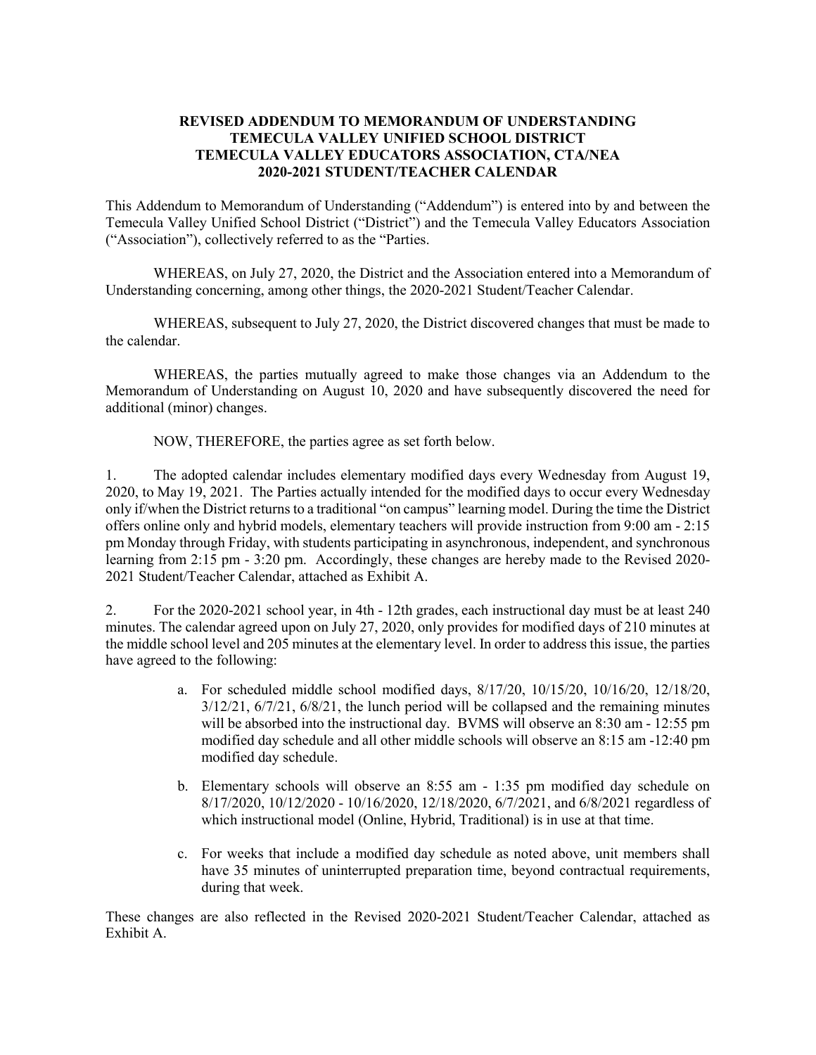**REVISED ADDENDUM TO MEMORANDUM OF UNDERSTANDING**
**TEMECULA VALLEY UNIFIED SCHOOL DISTRICT**
**TEMECULA VALLEY EDUCATORS ASSOCIATION, CTA/NEA**
**2020-2021 STUDENT/TEACHER CALENDAR**

This Addendum to Memorandum of Understanding ("Addendum") is entered into by and between the Temecula Valley Unified School District ("District") and the Temecula Valley Educators Association ("Association"), collectively referred to as the "Parties.

WHEREAS, on July 27, 2020, the District and the Association entered into a Memorandum of Understanding concerning, among other things, the 2020-2021 Student/Teacher Calendar.

WHEREAS, subsequent to July 27, 2020, the District discovered changes that must be made to the calendar.

WHEREAS, the parties mutually agreed to make those changes via an Addendum to the Memorandum of Understanding on August 10, 2020 and have subsequently discovered the need for additional (minor) changes.

NOW, THEREFORE, the parties agree as set forth below.

1. The adopted calendar includes elementary modified days every Wednesday from August 19, 2020, to May 19, 2021. The Parties actually intended for the modified days to occur every Wednesday only if/when the District returns to a traditional "on campus" learning model. During the time the District offers online only and hybrid models, elementary teachers will provide instruction from 9:00 am - 2:15 pm Monday through Friday, with students participating in asynchronous, independent, and synchronous learning from 2:15 pm - 3:20 pm. Accordingly, these changes are hereby made to the Revised 2020-2021 Student/Teacher Calendar, attached as Exhibit A.

2. For the 2020-2021 school year, in 4th - 12th grades, each instructional day must be at least 240 minutes. The calendar agreed upon on July 27, 2020, only provides for modified days of 210 minutes at the middle school level and 205 minutes at the elementary level. In order to address this issue, the parties have agreed to the following:

   a. For scheduled middle school modified days, 8/17/20, 10/15/20, 10/16/20, 12/18/20, 3/12/21, 6/7/21, 6/8/21, the lunch period will be collapsed and the remaining minutes will be absorbed into the instructional day. BVMS will observe an 8:30 am - 12:55 pm modified day schedule and all other middle schools will observe an 8:15 am -12:40 pm modified day schedule.

   b. Elementary schools will observe an 8:55 am - 1:35 pm modified day schedule on 8/17/2020, 10/12/2020 - 10/16/2020, 12/18/2020, 6/7/2021, and 6/8/2021 regardless of which instructional model (Online, Hybrid, Traditional) is in use at that time.

   c. For weeks that include a modified day schedule as noted above, unit members shall have 35 minutes of uninterrupted preparation time, beyond contractual requirements, during that week.

These changes are also reflected in the Revised 2020-2021 Student/Teacher Calendar, attached as Exhibit A.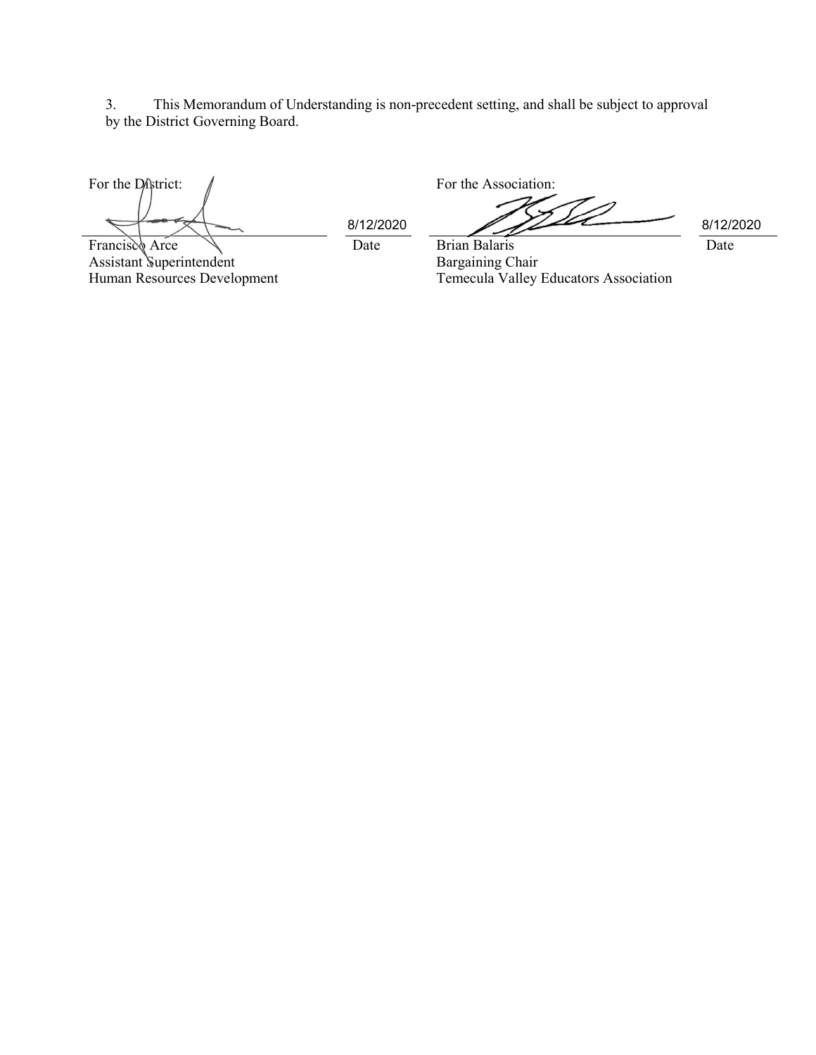3. This Memorandum of Understanding is non-precedent setting, and shall be subject to approval by the District Governing Board.

| For the District: | | For the Association: | |
|---|---|---|---|
| | 8/12/2020 | | 8/12/2020 |
| Francisco Arce<br>Assistant Superintendent<br>Human Resources Development | Date | Brian Balaris<br>Bargaining Chair<br>Temecula Valley Educators Association | Date |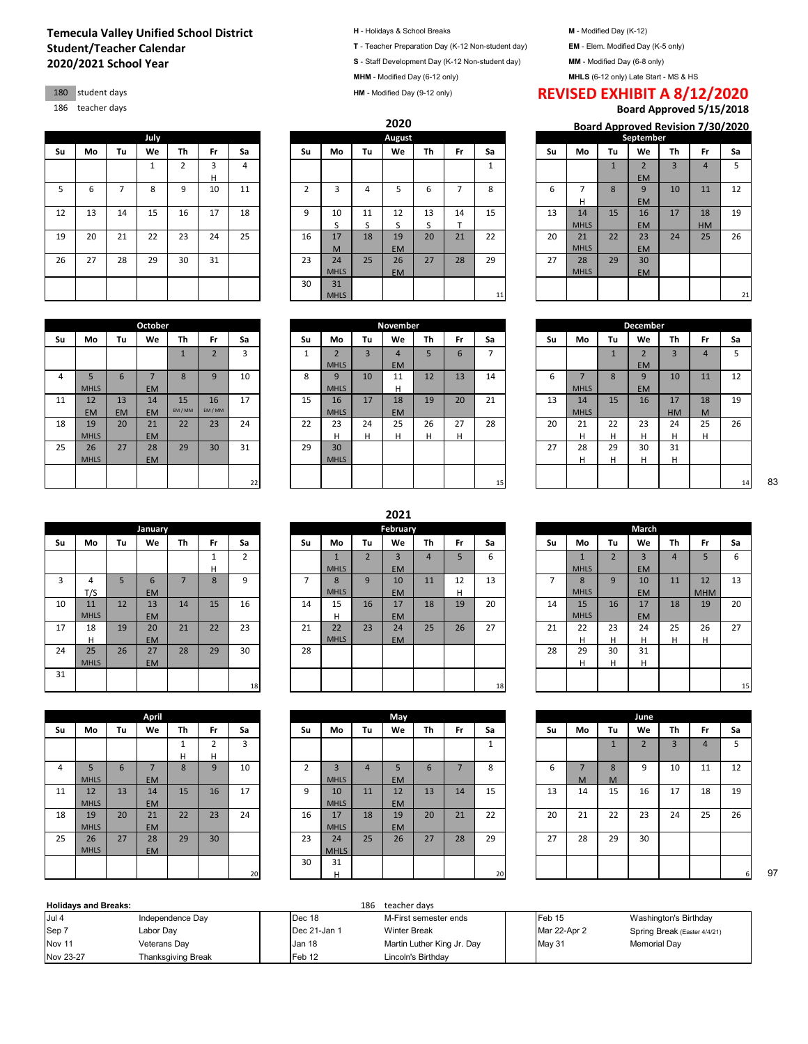# Temecula Valley Unified School District
## Student/Teacher Calendar
## 2020/2021 School Year

| | |
|---|---|
| 180 | student days |
| 186 | teacher days |

**H** - Holidays & School Breaks
**T** - Teacher Preparation Day (K-12 Non-student day)
**S** - Staff Development Day (K-12 Non-student day)
**MHM** - Modified Day (6-12 only)
**HM** - Modified Day (9-12 only)

**M** - Modified Day (K-12)
**EM** - Elem. Modified Day (K-5 only)
**MM** - Modified Day (6-8 only)
**MHLS** (6-12 only) Late Start - MS & HS

**REVISED EXHIBIT A 8/12/2020**
**Board Approved 5/15/2018**
**Board Approved Revision 7/30/2020**

## 2020

**July**

| Su | Mo | Tu | We | Th | Fr | Sa |
|---|---|---|---|---|---|---|
| | | | 1 | 2 | 3 H | 4 |
| 5 | 6 | 7 | 8 | 9 | 10 | 11 |
| 12 | 13 | 14 | 15 | 16 | 17 | 18 |
| 19 | 20 | 21 | 22 | 23 | 24 | 25 |
| 26 | 27 | 28 | 29 | 30 | 31 | |

**August** (11)

| Su | Mo | Tu | We | Th | Fr | Sa |
|---|---|---|---|---|---|---|
| | | | | | | 1 |
| 2 | 3 | 4 | 5 | 6 | 7 | 8 |
| 9 | 10 S | 11 S | 12 S | 13 S | 14 T | 15 |
| 16 | 17 M | 18 | 19 EM | 20 | 21 | 22 |
| 23 | 24 MHLS | 25 | 26 EM | 27 | 28 | 29 |
| 30 | 31 MHLS | | | | | |

**September** (21)

| Su | Mo | Tu | We | Th | Fr | Sa |
|---|---|---|---|---|---|---|
| | | 1 | 2 EM | 3 | 4 | 5 |
| 6 | 7 H | 8 | 9 EM | 10 | 11 | 12 |
| 13 | 14 MHLS | 15 | 16 EM | 17 | 18 HM | 19 |
| 20 | 21 MHLS | 22 | 23 EM | 24 | 25 | 26 |
| 27 | 28 MHLS | 29 | 30 EM | | | |

**October** (22)

| Su | Mo | Tu | We | Th | Fr | Sa |
|---|---|---|---|---|---|---|
| | | | | 1 | 2 | 3 |
| 4 | 5 MHLS | 6 | 7 EM | 8 | 9 | 10 |
| 11 | 12 EM | 13 EM | 14 EM | 15 EM / MM | 16 EM / MM | 17 |
| 18 | 19 MHLS | 20 | 21 EM | 22 | 23 | 24 |
| 25 | 26 MHLS | 27 | 28 EM | 29 | 30 | 31 |

**November** (15)

| Su | Mo | Tu | We | Th | Fr | Sa |
|---|---|---|---|---|---|---|
| 1 | 2 MHLS | 3 | 4 EM | 5 | 6 | 7 |
| 8 | 9 MHLS | 10 | 11 H | 12 | 13 | 14 |
| 15 | 16 MHLS | 17 | 18 EM | 19 | 20 | 21 |
| 22 | 23 H | 24 H | 25 H | 26 H | 27 H | 28 |
| 29 | 30 MHLS | | | | | |

**December** (14)

| Su | Mo | Tu | We | Th | Fr | Sa |
|---|---|---|---|---|---|---|
| | | 1 | 2 EM | 3 | 4 | 5 |
| 6 | 7 MHLS | 8 | 9 EM | 10 | 11 | 12 |
| 13 | 14 MHLS | 15 | 16 | 17 HM | 18 M | 19 |
| 20 | 21 H | 22 H | 23 H | 24 H | 25 H | 26 |
| 27 | 28 H | 29 H | 30 H | 31 H | | |

83

## 2021

**January** (18)

| Su | Mo | Tu | We | Th | Fr | Sa |
|---|---|---|---|---|---|---|
| | | | | | 1 H | 2 |
| 3 | 4 T/S | 5 | 6 EM | 7 | 8 | 9 |
| 10 | 11 MHLS | 12 | 13 EM | 14 | 15 | 16 |
| 17 | 18 H | 19 | 20 EM | 21 | 22 | 23 |
| 24 | 25 MHLS | 26 | 27 EM | 28 | 29 | 30 |
| 31 | | | | | | |

**February** (18)

| Su | Mo | Tu | We | Th | Fr | Sa |
|---|---|---|---|---|---|---|
| | 1 MHLS | 2 | 3 EM | 4 | 5 | 6 |
| 7 | 8 MHLS | 9 | 10 EM | 11 | 12 H | 13 |
| 14 | 15 H | 16 | 17 EM | 18 | 19 | 20 |
| 21 | 22 MHLS | 23 | 24 EM | 25 | 26 | 27 |
| 28 | | | | | | |

**March** (15)

| Su | Mo | Tu | We | Th | Fr | Sa |
|---|---|---|---|---|---|---|
| | 1 MHLS | 2 | 3 EM | 4 | 5 | 6 |
| 7 | 8 MHLS | 9 | 10 EM | 11 | 12 MHM | 13 |
| 14 | 15 MHLS | 16 | 17 EM | 18 | 19 | 20 |
| 21 | 22 H | 23 H | 24 H | 25 H | 26 H | 27 |
| 28 | 29 H | 30 H | 31 H | | | |

**April** (20)

| Su | Mo | Tu | We | Th | Fr | Sa |
|---|---|---|---|---|---|---|
| | | | | 1 H | 2 H | 3 |
| 4 | 5 MHLS | 6 | 7 EM | 8 | 9 | 10 |
| 11 | 12 MHLS | 13 | 14 EM | 15 | 16 | 17 |
| 18 | 19 MHLS | 20 | 21 EM | 22 | 23 | 24 |
| 25 | 26 MHLS | 27 | 28 EM | 29 | 30 | |

**May** (20)

| Su | Mo | Tu | We | Th | Fr | Sa |
|---|---|---|---|---|---|---|
| | | | | | | 1 |
| 2 | 3 MHLS | 4 | 5 EM | 6 | 7 | 8 |
| 9 | 10 MHLS | 11 | 12 EM | 13 | 14 | 15 |
| 16 | 17 MHLS | 18 | 19 EM | 20 | 21 | 22 |
| 23 | 24 MHLS | 25 | 26 | 27 | 28 | 29 |
| 30 | 31 H | | | | | |

**June** (6)

| Su | Mo | Tu | We | Th | Fr | Sa |
|---|---|---|---|---|---|---|
| | | 1 | 2 | 3 | 4 | 5 |
| 6 | 7 M | 8 M | 9 | 10 | 11 | 12 |
| 13 | 14 | 15 | 16 | 17 | 18 | 19 |
| 20 | 21 | 22 | 23 | 24 | 25 | 26 |
| 27 | 28 | 29 | 30 | | | |

97

**Holidays and Breaks:** 186 teacher days

| | | | | | |
|---|---|---|---|---|---|
| Jul 4 | Independence Day | Dec 18 | M-First semester ends | Feb 15 | Washington's Birthday |
| Sep 7 | Labor Day | Dec 21-Jan 1 | Winter Break | Mar 22-Apr 2 | Spring Break (Easter 4/4/21) |
| Nov 11 | Veterans Day | Jan 18 | Martin Luther King Jr. Day | May 31 | Memorial Day |
| Nov 23-27 | Thanksgiving Break | Feb 12 | Lincoln's Birthday | | |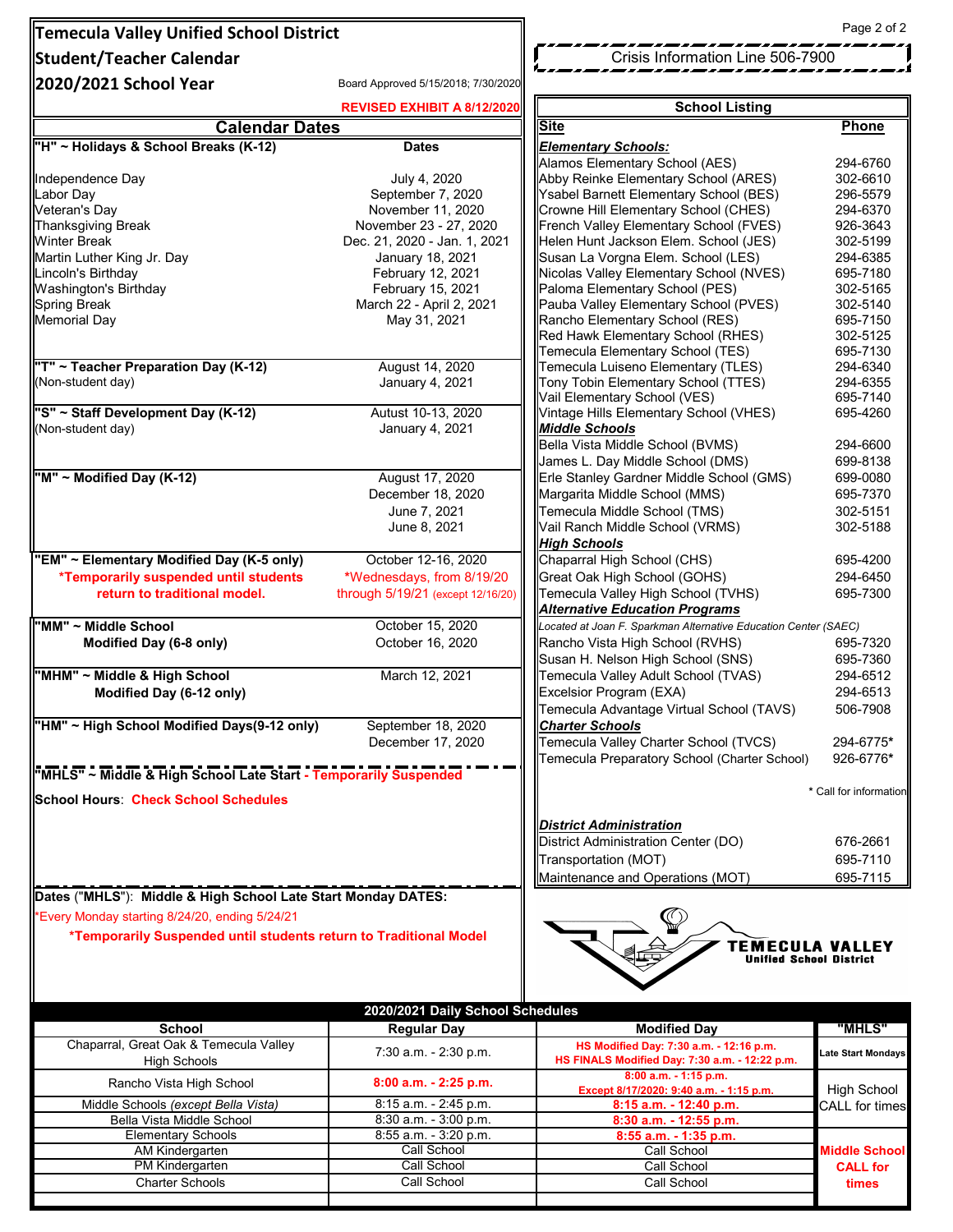# Temecula Valley Unified School District
## Student/Teacher Calendar
## 2020/2021 School Year

Board Approved 5/15/2018; 7/30/2020

**REVISED EXHIBIT A 8/12/2020**

Crisis Information Line 506-7900

### Calendar Dates

| "H" ~ Holidays & School Breaks (K-12) | Dates |
|---|---|
| Independence Day | July 4, 2020 |
| Labor Day | September 7, 2020 |
| Veteran's Day | November 11, 2020 |
| Thanksgiving Break | November 23 - 27, 2020 |
| Winter Break | Dec. 21, 2020 - Jan. 1, 2021 |
| Martin Luther King Jr. Day | January 18, 2021 |
| Lincoln's Birthday | February 12, 2021 |
| Washington's Birthday | February 15, 2021 |
| Spring Break | March 22 - April 2, 2021 |
| Memorial Day | May 31, 2021 |
| **"T" ~ Teacher Preparation Day (K-12)** (Non-student day) | August 14, 2020<br>January 4, 2021 |
| **"S" ~ Staff Development Day (K-12)** (Non-student day) | Autust 10-13, 2020<br>January 4, 2021 |
| **"M" ~ Modified Day (K-12)** | August 17, 2020<br>December 18, 2020<br>June 7, 2021<br>June 8, 2021 |
| **"EM" ~ Elementary Modified Day (K-5 only)**<br>**\*Temporarily suspended until students return to traditional model.** | October 12-16, 2020<br>\*Wednesdays, from 8/19/20 through 5/19/21 (except 12/16/20) |
| **"MM" ~ Middle School Modified Day (6-8 only)** | October 15, 2020<br>October 16, 2020 |
| **"MHM" ~ Middle & High School Modified Day (6-12 only)** | March 12, 2021 |
| **"HM" ~ High School Modified Days(9-12 only)** | September 18, 2020<br>December 17, 2020 |

**"MHLS" ~ Middle & High School Late Start - Temporarily Suspended**

**School Hours**: **Check School Schedules**

**Dates ("MHLS"): Middle & High School Late Start Monday DATES:**

*Every Monday starting 8/24/20, ending 5/24/21

**\*Temporarily Suspended until students return to Traditional Model**

### School Listing

| Site | Phone |
|---|---|
| ***Elementary Schools:*** | |
| Alamos Elementary School (AES) | 294-6760 |
| Abby Reinke Elementary School (ARES) | 302-6610 |
| Ysabel Barnett Elementary School (BES) | 296-5579 |
| Crowne Hill Elementary School (CHES) | 294-6370 |
| French Valley Elementary School (FVES) | 926-3643 |
| Helen Hunt Jackson Elem. School (JES) | 302-5199 |
| Susan La Vorgna Elem. School (LES) | 294-6385 |
| Nicolas Valley Elementary School (NVES) | 695-7180 |
| Paloma Elementary School (PES) | 302-5165 |
| Pauba Valley Elementary School (PVES) | 302-5140 |
| Rancho Elementary School (RES) | 695-7150 |
| Red Hawk Elementary School (RHES) | 302-5125 |
| Temecula Elementary School (TES) | 695-7130 |
| Temecula Luiseno Elementary (TLES) | 294-6340 |
| Tony Tobin Elementary School (TTES) | 294-6355 |
| Vail Elementary School (VES) | 695-7140 |
| Vintage Hills Elementary School (VHES) | 695-4260 |
| ***Middle Schools*** | |
| Bella Vista Middle School (BVMS) | 294-6600 |
| James L. Day Middle School (DMS) | 699-8138 |
| Erle Stanley Gardner Middle School (GMS) | 699-0080 |
| Margarita Middle School (MMS) | 695-7370 |
| Temecula Middle School (TMS) | 302-5151 |
| Vail Ranch Middle School (VRMS) | 302-5188 |
| ***High Schools*** | |
| Chaparral High School (CHS) | 695-4200 |
| Great Oak High School (GOHS) | 294-6450 |
| Temecula Valley High School (TVHS) | 695-7300 |
| ***Alternative Education Programs*** | |
| *Located at Joan F. Sparkman Alternative Education Center (SAEC)* | |
| Rancho Vista High School (RVHS) | 695-7320 |
| Susan H. Nelson High School (SNS) | 695-7360 |
| Temecula Valley Adult School (TVAS) | 294-6512 |
| Excelsior Program (EXA) | 294-6513 |
| Temecula Advantage Virtual School (TAVS) | 506-7908 |
| ***Charter Schools*** | |
| Temecula Valley Charter School (TVCS) | 294-6775* |
| Temecula Preparatory School (Charter School) | 926-6776* |

\* Call for information

| ***District Administration*** | |
|---|---|
| District Administration Center (DO) | 676-2661 |
| Transportation (MOT) | 695-7110 |
| Maintenance and Operations (MOT) | 695-7115 |

TEMECULA VALLEY Unified School District

### 2020/2021 Daily School Schedules

| School | Regular Day | Modified Day | "MHLS" |
|---|---|---|---|
| Chaparral, Great Oak & Temecula Valley High Schools | 7:30 a.m. - 2:30 p.m. | **HS Modified Day: 7:30 a.m. - 12:16 p.m.**<br>**HS FINALS Modified Day: 7:30 a.m. - 12:22 p.m.** | Late Start Mondays |
| Rancho Vista High School | **8:00 a.m. - 2:25 p.m.** | **8:00 a.m. - 1:15 p.m.**<br>**Except 8/17/2020: 9:40 a.m. - 1:15 p.m.** | High School CALL for times |
| Middle Schools *(except Bella Vista)* | 8:15 a.m. - 2:45 p.m. | **8:15 a.m. - 12:40 p.m.** | |
| Bella Vista Middle School | 8:30 a.m. - 3:00 p.m. | **8:30 a.m. - 12:55 p.m.** | |
| Elementary Schools | 8:55 a.m. - 3:20 p.m. | **8:55 a.m. - 1:35 p.m.** | |
| AM Kindergarten | Call School | Call School | **Middle School CALL for times** |
| PM Kindergarten | Call School | Call School | |
| Charter Schools | Call School | Call School | |